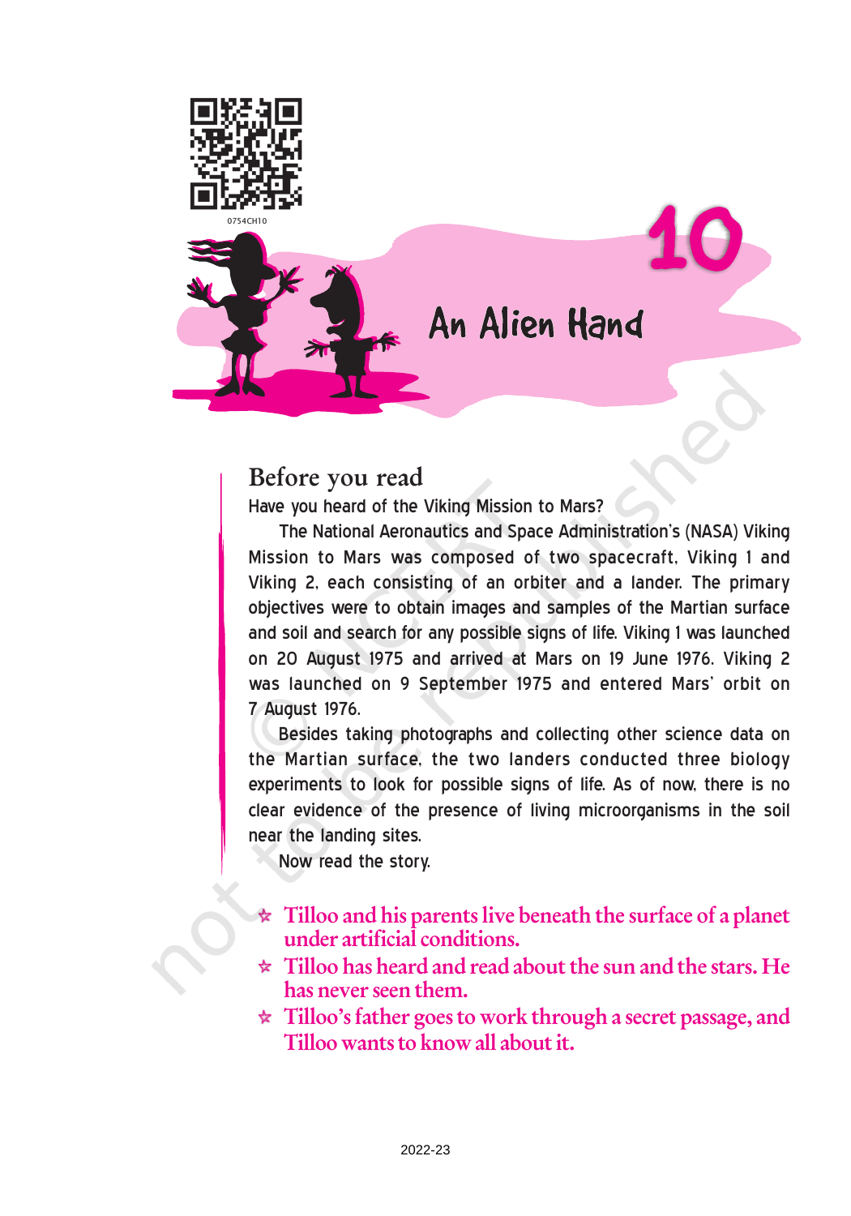0754CH10

# 10 An Alien Hand

## Before you read

Have you heard of the Viking Mission to Mars?

The National Aeronautics and Space Administration's (NASA) Viking Mission to Mars was composed of two spacecraft, Viking 1 and Viking 2, each consisting of an orbiter and a lander. The primary objectives were to obtain images and samples of the Martian surface and soil and search for any possible signs of life. Viking 1 was launched on 20 August 1975 and arrived at Mars on 19 June 1976. Viking 2 was launched on 9 September 1975 and entered Mars' orbit on 7 August 1976.

Besides taking photographs and collecting other science data on the Martian surface, the two landers conducted three biology experiments to look for possible signs of life. As of now, there is no clear evidence of the presence of living microorganisms in the soil near the landing sites.

Now read the story.

- **Tilloo and his parents live beneath the surface of a planet under artificial conditions.**
- **Tilloo has heard and read about the sun and the stars. He has never seen them.**
- **Tilloo's father goes to work through a secret passage, and Tilloo wants to know all about it.**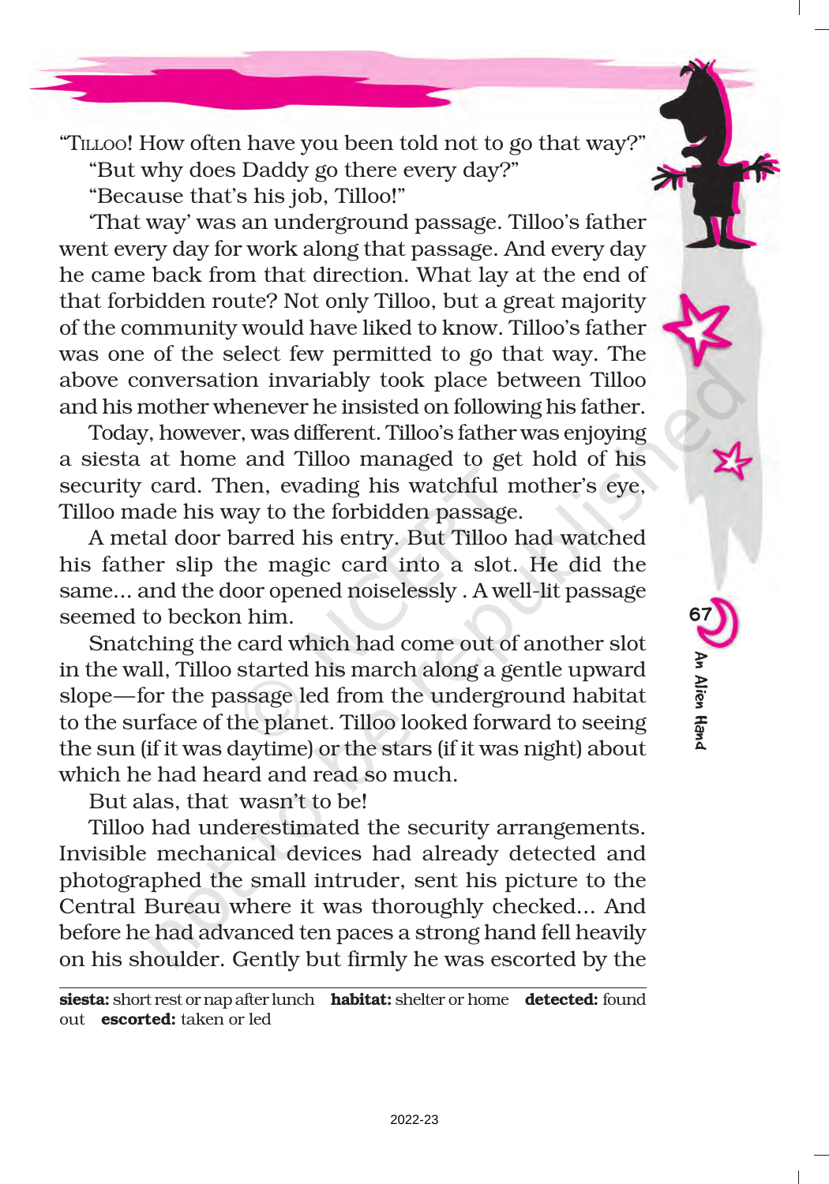"TILLOO! How often have you been told not to go that way?"

"But why does Daddy go there every day?"

"Because that's his job, Tilloo!"

'That way' was an underground passage. Tilloo's father went every day for work along that passage. And every day he came back from that direction. What lay at the end of that forbidden route? Not only Tilloo, but a great majority of the community would have liked to know. Tilloo's father was one of the select few permitted to go that way. The above conversation invariably took place between Tilloo and his mother whenever he insisted on following his father.

Today, however, was different. Tilloo's father was enjoying a siesta at home and Tilloo managed to get hold of his security card. Then, evading his watchful mother's eye, Tilloo made his way to the forbidden passage.

A metal door barred his entry. But Tilloo had watched his father slip the magic card into a slot. He did the same... and the door opened noiselessly . A well-lit passage seemed to beckon him.

Snatching the card which had come out of another slot in the wall, Tilloo started his march along a gentle upward slope—for the passage led from the underground habitat to the surface of the planet. Tilloo looked forward to seeing the sun (if it was daytime) or the stars (if it was night) about which he had heard and read so much.

But alas, that wasn't to be!

Tilloo had underestimated the security arrangements. Invisible mechanical devices had already detected and photographed the small intruder, sent his picture to the Central Bureau where it was thoroughly checked... And before he had advanced ten paces a strong hand fell heavily on his shoulder. Gently but firmly he was escorted by the

---

**siesta:** short rest or nap after lunch **habitat:** shelter or home **detected:** found out **escorted:** taken or led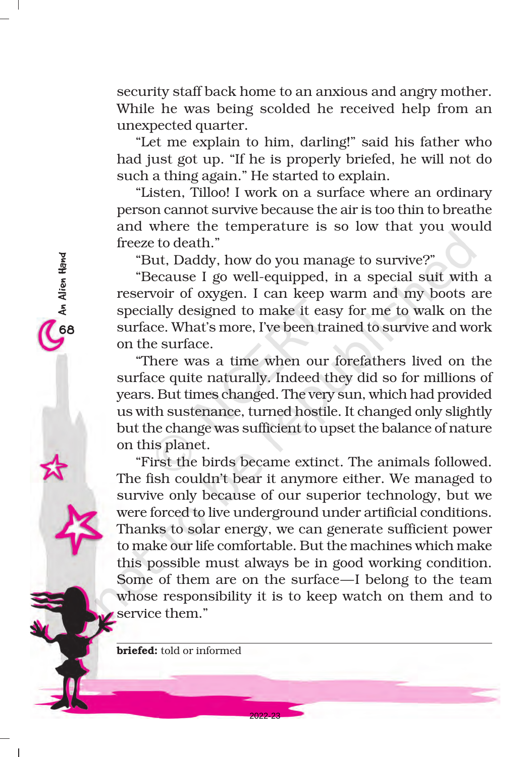security staff back home to an anxious and angry mother. While he was being scolded he received help from an unexpected quarter.

"Let me explain to him, darling!" said his father who had just got up. "If he is properly briefed, he will not do such a thing again." He started to explain.

"Listen, Tilloo! I work on a surface where an ordinary person cannot survive because the air is too thin to breathe and where the temperature is so low that you would freeze to death."

"But, Daddy, how do you manage to survive?"

"Because I go well-equipped, in a special suit with a reservoir of oxygen. I can keep warm and my boots are specially designed to make it easy for me to walk on the surface. What's more, I've been trained to survive and work on the surface.

"There was a time when our forefathers lived on the surface quite naturally. Indeed they did so for millions of years. But times changed. The very sun, which had provided us with sustenance, turned hostile. It changed only slightly but the change was sufficient to upset the balance of nature on this planet.

"First the birds became extinct. The animals followed. The fish couldn't bear it anymore either. We managed to survive only because of our superior technology, but we were forced to live underground under artificial conditions. Thanks to solar energy, we can generate sufficient power to make our life comfortable. But the machines which make this possible must always be in good working condition. Some of them are on the surface—I belong to the team whose responsibility it is to keep watch on them and to service them."

---

**briefed:** told or informed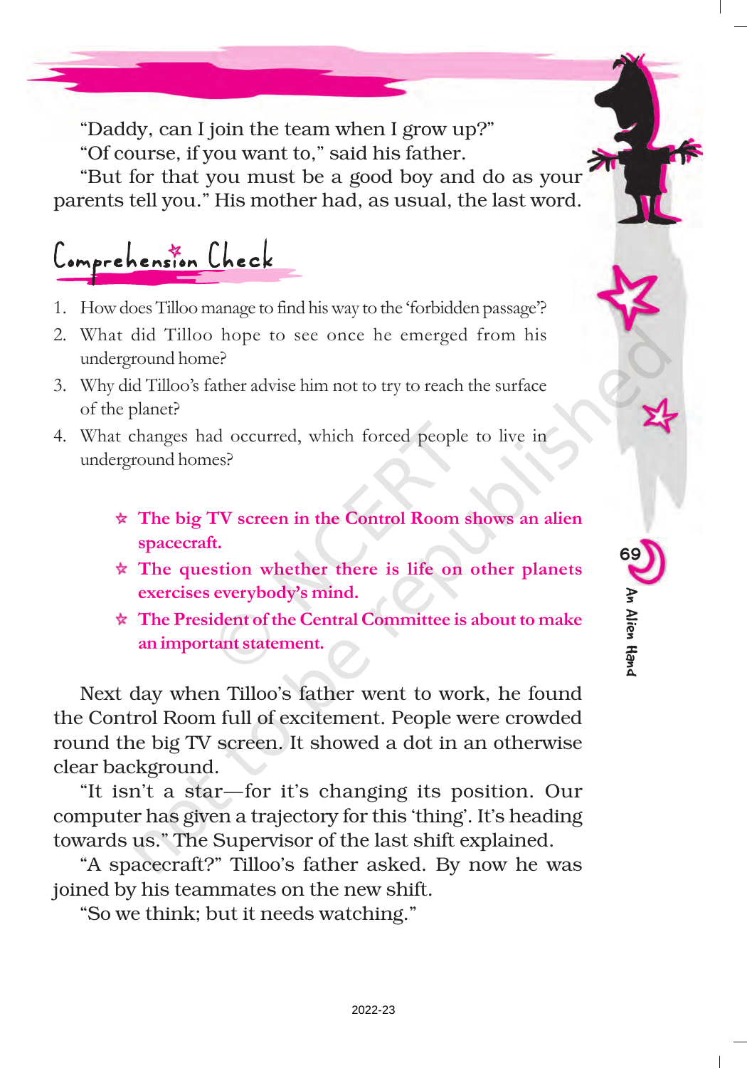"Daddy, can I join the team when I grow up?"

"Of course, if you want to," said his father.

"But for that you must be a good boy and do as your parents tell you." His mother had, as usual, the last word.

## Comprehension Check

1. How does Tilloo manage to find his way to the 'forbidden passage'?
2. What did Tilloo hope to see once he emerged from his underground home?
3. Why did Tilloo's father advise him not to try to reach the surface of the planet?
4. What changes had occurred, which forced people to live in underground homes?

- **The big TV screen in the Control Room shows an alien spacecraft.**
- **The question whether there is life on other planets exercises everybody's mind.**
- **The President of the Central Committee is about to make an important statement.**

Next day when Tilloo's father went to work, he found the Control Room full of excitement. People were crowded round the big TV screen. It showed a dot in an otherwise clear background.

"It isn't a star—for it's changing its position. Our computer has given a trajectory for this 'thing'. It's heading towards us." The Supervisor of the last shift explained.

"A spacecraft?" Tilloo's father asked. By now he was joined by his teammates on the new shift.

"So we think; but it needs watching."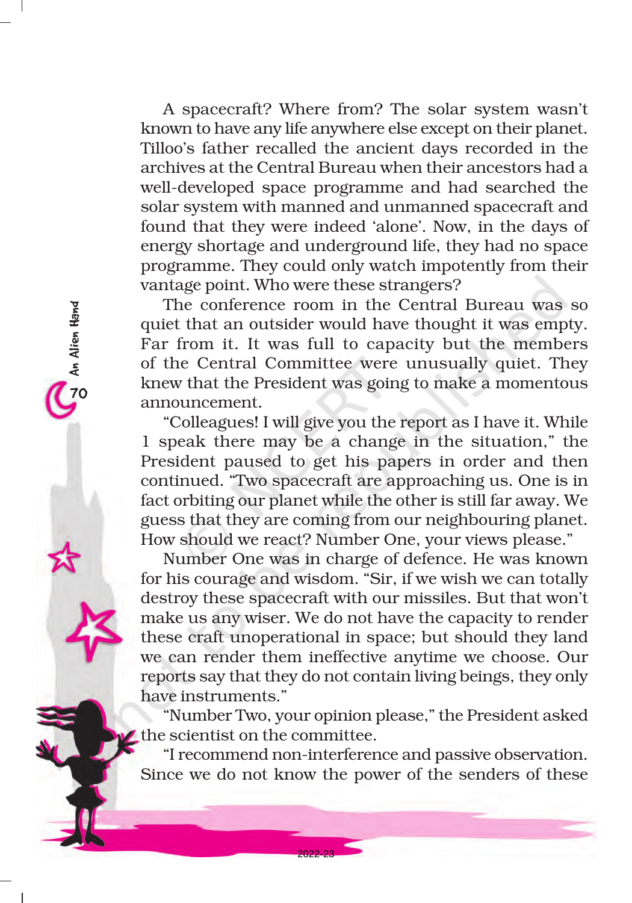A spacecraft? Where from? The solar system wasn't known to have any life anywhere else except on their planet. Tilloo's father recalled the ancient days recorded in the archives at the Central Bureau when their ancestors had a well-developed space programme and had searched the solar system with manned and unmanned spacecraft and found that they were indeed 'alone'. Now, in the days of energy shortage and underground life, they had no space programme. They could only watch impotently from their vantage point. Who were these strangers?

The conference room in the Central Bureau was so quiet that an outsider would have thought it was empty. Far from it. It was full to capacity but the members of the Central Committee were unusually quiet. They knew that the President was going to make a momentous announcement.

"Colleagues! I will give you the report as I have it. While I speak there may be a change in the situation," the President paused to get his papers in order and then continued. "Two spacecraft are approaching us. One is in fact orbiting our planet while the other is still far away. We guess that they are coming from our neighbouring planet. How should we react? Number One, your views please."

Number One was in charge of defence. He was known for his courage and wisdom. "Sir, if we wish we can totally destroy these spacecraft with our missiles. But that won't make us any wiser. We do not have the capacity to render these craft unoperational in space; but should they land we can render them ineffective anytime we choose. Our reports say that they do not contain living beings, they only have instruments."

"Number Two, your opinion please," the President asked the scientist on the committee.

"I recommend non-interference and passive observation. Since we do not know the power of the senders of these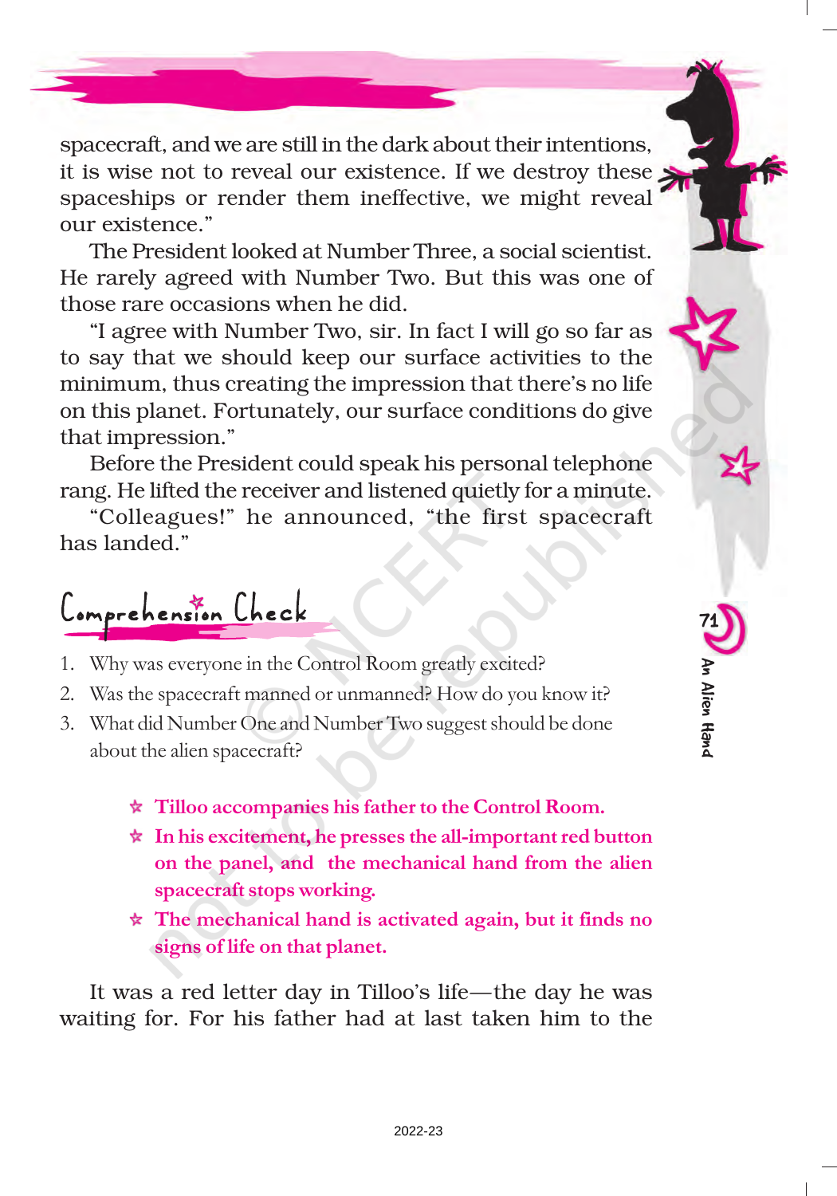spacecraft, and we are still in the dark about their intentions, it is wise not to reveal our existence. If we destroy these spaceships or render them ineffective, we might reveal our existence."

The President looked at Number Three, a social scientist. He rarely agreed with Number Two. But this was one of those rare occasions when he did.

"I agree with Number Two, sir. In fact I will go so far as to say that we should keep our surface activities to the minimum, thus creating the impression that there's no life on this planet. Fortunately, our surface conditions do give that impression."

Before the President could speak his personal telephone rang. He lifted the receiver and listened quietly for a minute.

"Colleagues!" he announced, "the first spacecraft has landed."

## Comprehension Check

1. Why was everyone in the Control Room greatly excited?
2. Was the spacecraft manned or unmanned? How do you know it?
3. What did Number One and Number Two suggest should be done about the alien spacecraft?

- **Tilloo accompanies his father to the Control Room.**
- **In his excitement, he presses the all-important red button on the panel, and the mechanical hand from the alien spacecraft stops working.**
- **The mechanical hand is activated again, but it finds no signs of life on that planet.**

It was a red letter day in Tilloo's life—the day he was waiting for. For his father had at last taken him to the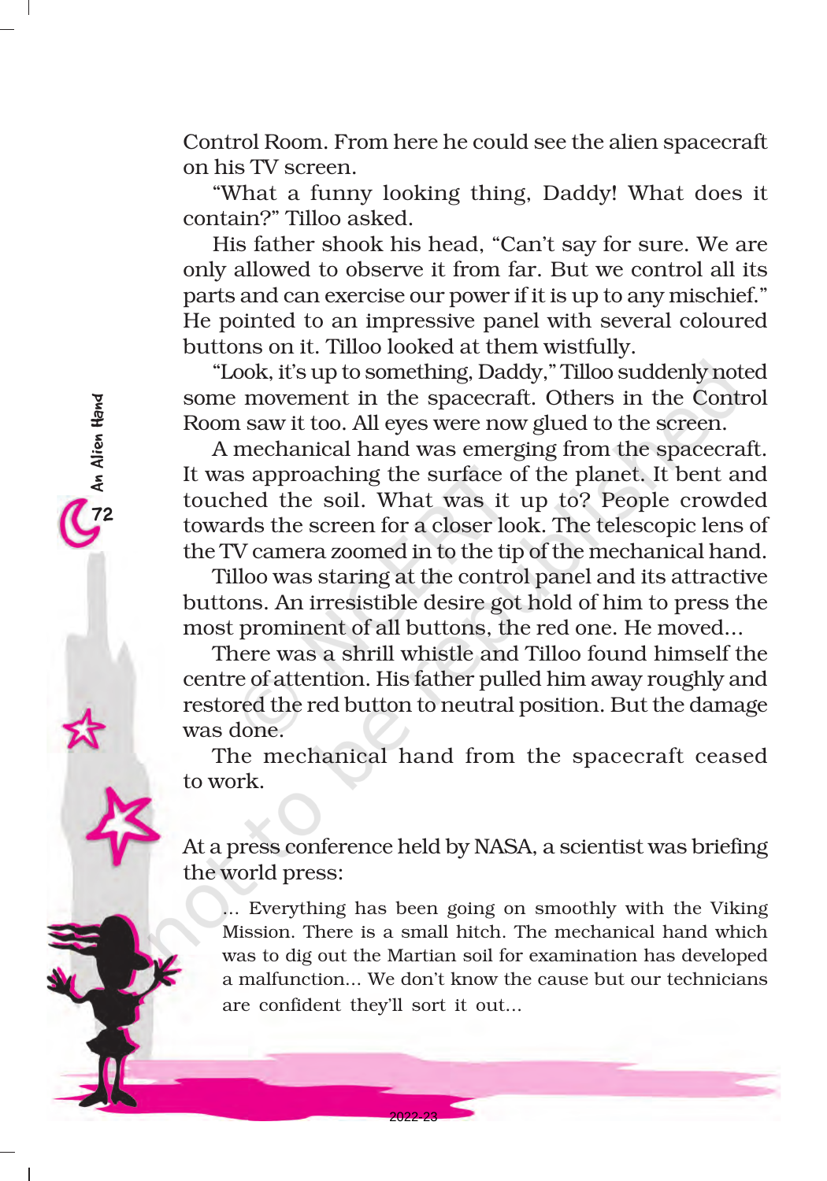Control Room. From here he could see the alien spacecraft on his TV screen.

"What a funny looking thing, Daddy! What does it contain?" Tilloo asked.

His father shook his head, "Can't say for sure. We are only allowed to observe it from far. But we control all its parts and can exercise our power if it is up to any mischief." He pointed to an impressive panel with several coloured buttons on it. Tilloo looked at them wistfully.

"Look, it's up to something, Daddy," Tilloo suddenly noted some movement in the spacecraft. Others in the Control Room saw it too. All eyes were now glued to the screen.

A mechanical hand was emerging from the spacecraft. It was approaching the surface of the planet. It bent and touched the soil. What was it up to? People crowded towards the screen for a closer look. The telescopic lens of the TV camera zoomed in to the tip of the mechanical hand.

Tilloo was staring at the control panel and its attractive buttons. An irresistible desire got hold of him to press the most prominent of all buttons, the red one. He moved...

There was a shrill whistle and Tilloo found himself the centre of attention. His father pulled him away roughly and restored the red button to neutral position. But the damage was done.

The mechanical hand from the spacecraft ceased to work.

At a press conference held by NASA, a scientist was briefing the world press:

> ... Everything has been going on smoothly with the Viking Mission. There is a small hitch. The mechanical hand which was to dig out the Martian soil for examination has developed a malfunction... We don't know the cause but our technicians are confident they'll sort it out...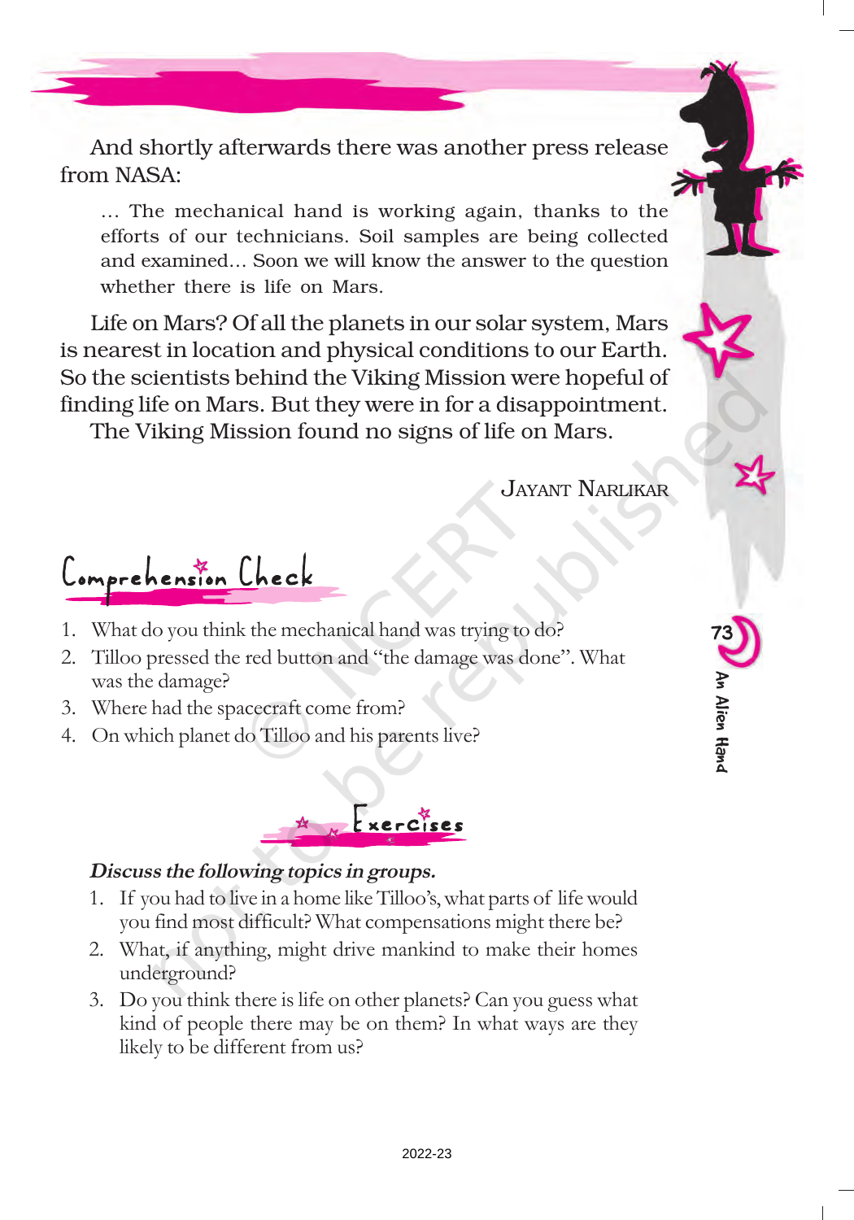And shortly afterwards there was another press release from NASA:

> … The mechanical hand is working again, thanks to the efforts of our technicians. Soil samples are being collected and examined… Soon we will know the answer to the question whether there is life on Mars.

Life on Mars? Of all the planets in our solar system, Mars is nearest in location and physical conditions to our Earth. So the scientists behind the Viking Mission were hopeful of finding life on Mars. But they were in for a disappointment.

The Viking Mission found no signs of life on Mars.

JAYANT NARLIKAR

## Comprehension Check

1. What do you think the mechanical hand was trying to do?
2. Tilloo pressed the red button and "the damage was done". What was the damage?
3. Where had the spacecraft come from?
4. On which planet do Tilloo and his parents live?

## Exercises

***Discuss the following topics in groups.***

1. If you had to live in a home like Tilloo's, what parts of life would you find most difficult? What compensations might there be?
2. What, if anything, might drive mankind to make their homes underground?
3. Do you think there is life on other planets? Can you guess what kind of people there may be on them? In what ways are they likely to be different from us?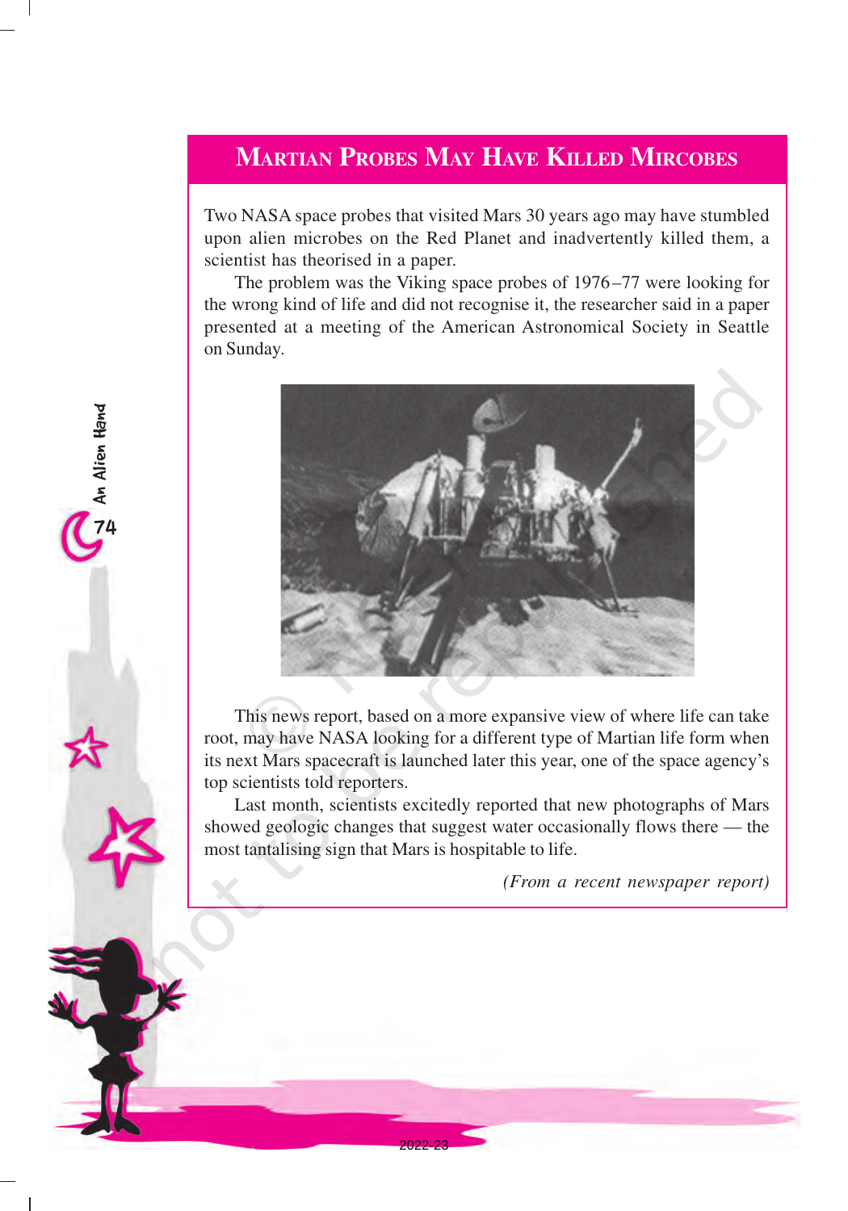## Martian Probes May Have Killed Mircobes

Two NASA space probes that visited Mars 30 years ago may have stumbled upon alien microbes on the Red Planet and inadvertently killed them, a scientist has theorised in a paper.

The problem was the Viking space probes of 1976–77 were looking for the wrong kind of life and did not recognise it, the researcher said in a paper presented at a meeting of the American Astronomical Society in Seattle on Sunday.

This news report, based on a more expansive view of where life can take root, may have NASA looking for a different type of Martian life form when its next Mars spacecraft is launched later this year, one of the space agency's top scientists told reporters.

Last month, scientists excitedly reported that new photographs of Mars showed geologic changes that suggest water occasionally flows there — the most tantalising sign that Mars is hospitable to life.

*(From a recent newspaper report)*